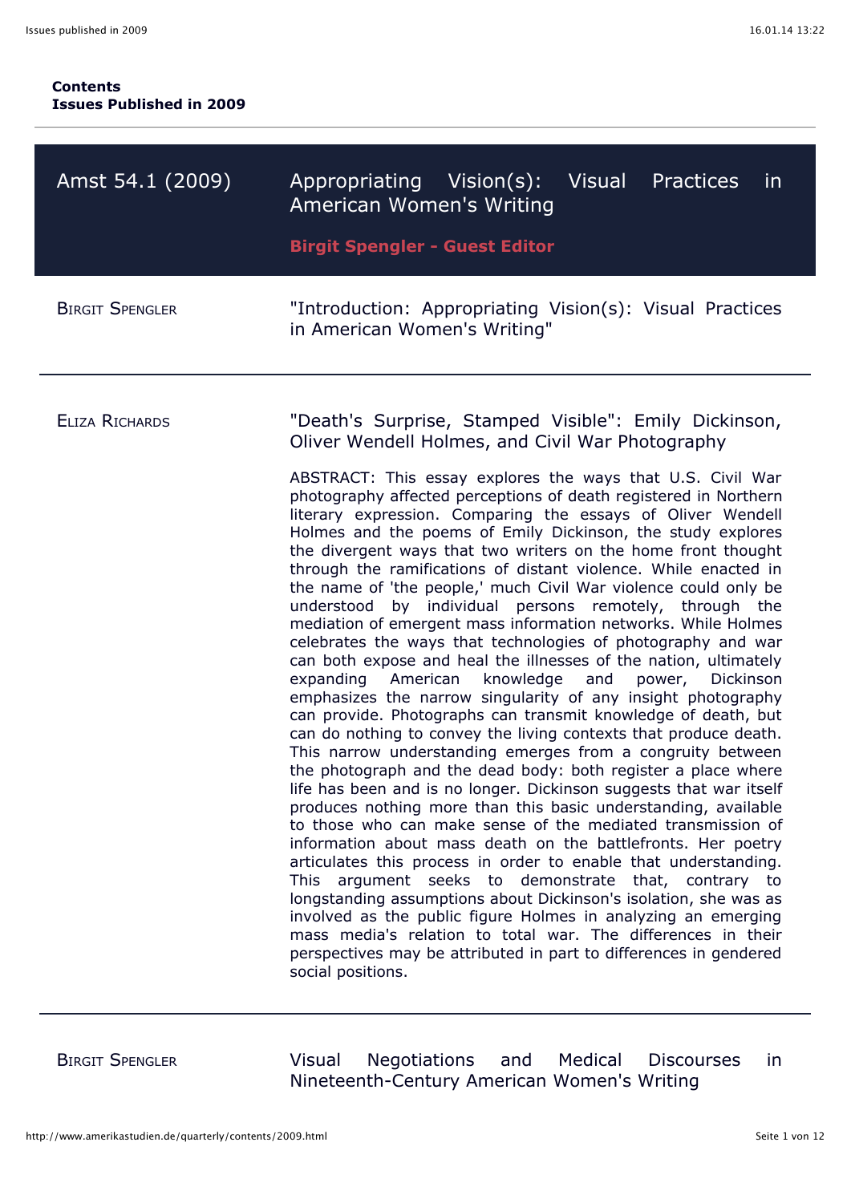**Contents**
**Issues Published in 2009**

---

## Amst 54.1 (2009) — Appropriating Vision(s): Visual Practices in American Women's Writing

**Birgit Spengler - Guest Editor**

BIRGIT SPENGLER

"Introduction: Appropriating Vision(s): Visual Practices in American Women's Writing"

---

ELIZA RICHARDS

"Death's Surprise, Stamped Visible": Emily Dickinson, Oliver Wendell Holmes, and Civil War Photography

ABSTRACT: This essay explores the ways that U.S. Civil War photography affected perceptions of death registered in Northern literary expression. Comparing the essays of Oliver Wendell Holmes and the poems of Emily Dickinson, the study explores the divergent ways that two writers on the home front thought through the ramifications of distant violence. While enacted in the name of 'the people,' much Civil War violence could only be understood by individual persons remotely, through the mediation of emergent mass information networks. While Holmes celebrates the ways that technologies of photography and war can both expose and heal the illnesses of the nation, ultimately expanding American knowledge and power, Dickinson emphasizes the narrow singularity of any insight photography can provide. Photographs can transmit knowledge of death, but can do nothing to convey the living contexts that produce death. This narrow understanding emerges from a congruity between the photograph and the dead body: both register a place where life has been and is no longer. Dickinson suggests that war itself produces nothing more than this basic understanding, available to those who can make sense of the mediated transmission of information about mass death on the battlefronts. Her poetry articulates this process in order to enable that understanding. This argument seeks to demonstrate that, contrary to longstanding assumptions about Dickinson's isolation, she was as involved as the public figure Holmes in analyzing an emerging mass media's relation to total war. The differences in their perspectives may be attributed in part to differences in gendered social positions.

---

BIRGIT SPENGLER

Visual Negotiations and Medical Discourses in Nineteenth-Century American Women's Writing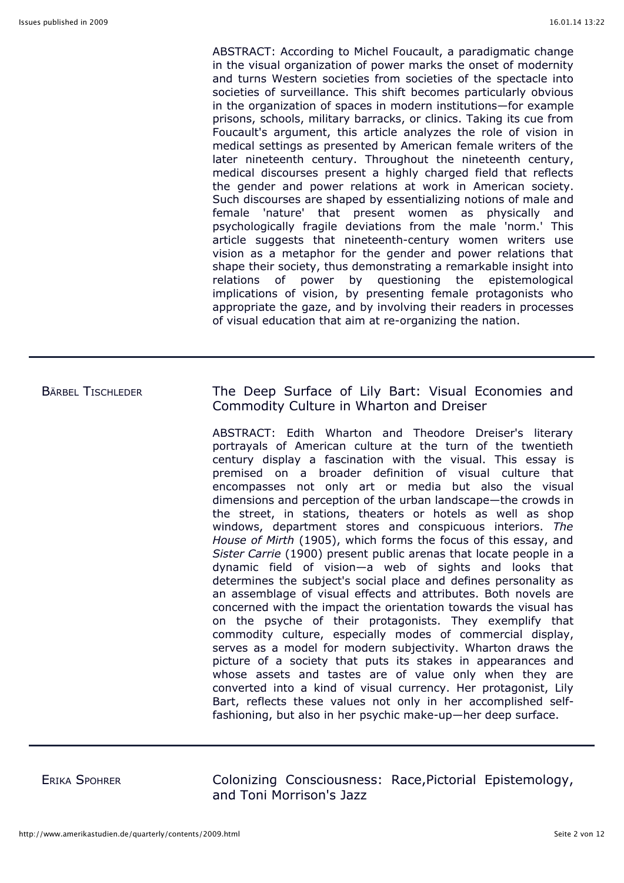ABSTRACT: According to Michel Foucault, a paradigmatic change in the visual organization of power marks the onset of modernity and turns Western societies from societies of the spectacle into societies of surveillance. This shift becomes particularly obvious in the organization of spaces in modern institutions—for example prisons, schools, military barracks, or clinics. Taking its cue from Foucault's argument, this article analyzes the role of vision in medical settings as presented by American female writers of the later nineteenth century. Throughout the nineteenth century, medical discourses present a highly charged field that reflects the gender and power relations at work in American society. Such discourses are shaped by essentializing notions of male and female 'nature' that present women as physically and psychologically fragile deviations from the male 'norm.' This article suggests that nineteenth-century women writers use vision as a metaphor for the gender and power relations that shape their society, thus demonstrating a remarkable insight into relations of power by questioning the epistemological implications of vision, by presenting female protagonists who appropriate the gaze, and by involving their readers in processes of visual education that aim at re-organizing the nation.

---

BÄRBEL TISCHLEDER

## The Deep Surface of Lily Bart: Visual Economies and Commodity Culture in Wharton and Dreiser

ABSTRACT: Edith Wharton and Theodore Dreiser's literary portrayals of American culture at the turn of the twentieth century display a fascination with the visual. This essay is premised on a broader definition of visual culture that encompasses not only art or media but also the visual dimensions and perception of the urban landscape—the crowds in the street, in stations, theaters or hotels as well as shop windows, department stores and conspicuous interiors. *The House of Mirth* (1905), which forms the focus of this essay, and *Sister Carrie* (1900) present public arenas that locate people in a dynamic field of vision—a web of sights and looks that determines the subject's social place and defines personality as an assemblage of visual effects and attributes. Both novels are concerned with the impact the orientation towards the visual has on the psyche of their protagonists. They exemplify that commodity culture, especially modes of commercial display, serves as a model for modern subjectivity. Wharton draws the picture of a society that puts its stakes in appearances and whose assets and tastes are of value only when they are converted into a kind of visual currency. Her protagonist, Lily Bart, reflects these values not only in her accomplished self-fashioning, but also in her psychic make-up—her deep surface.

---

ERIKA SPOHRER

## Colonizing Consciousness: Race,Pictorial Epistemology, and Toni Morrison's Jazz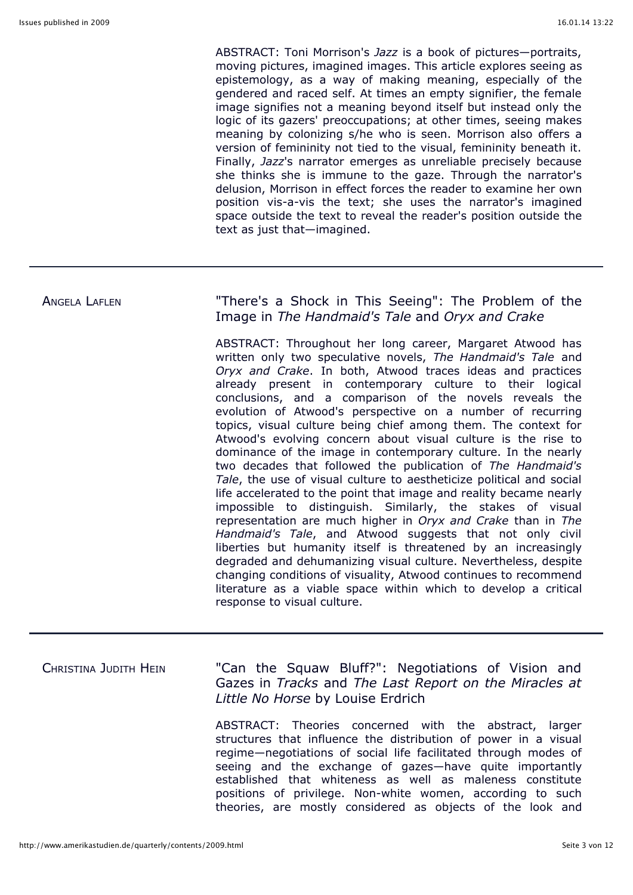ABSTRACT: Toni Morrison's *Jazz* is a book of pictures—portraits, moving pictures, imagined images. This article explores seeing as epistemology, as a way of making meaning, especially of the gendered and raced self. At times an empty signifier, the female image signifies not a meaning beyond itself but instead only the logic of its gazers' preoccupations; at other times, seeing makes meaning by colonizing s/he who is seen. Morrison also offers a version of femininity not tied to the visual, femininity beneath it. Finally, *Jazz*'s narrator emerges as unreliable precisely because she thinks she is immune to the gaze. Through the narrator's delusion, Morrison in effect forces the reader to examine her own position vis-a-vis the text; she uses the narrator's imagined space outside the text to reveal the reader's position outside the text as just that—imagined.

---

ANGELA LAFLEN

## "There's a Shock in This Seeing": The Problem of the Image in *The Handmaid's Tale* and *Oryx and Crake*

ABSTRACT: Throughout her long career, Margaret Atwood has written only two speculative novels, *The Handmaid's Tale* and *Oryx and Crake*. In both, Atwood traces ideas and practices already present in contemporary culture to their logical conclusions, and a comparison of the novels reveals the evolution of Atwood's perspective on a number of recurring topics, visual culture being chief among them. The context for Atwood's evolving concern about visual culture is the rise to dominance of the image in contemporary culture. In the nearly two decades that followed the publication of *The Handmaid's Tale*, the use of visual culture to aestheticize political and social life accelerated to the point that image and reality became nearly impossible to distinguish. Similarly, the stakes of visual representation are much higher in *Oryx and Crake* than in *The Handmaid's Tale*, and Atwood suggests that not only civil liberties but humanity itself is threatened by an increasingly degraded and dehumanizing visual culture. Nevertheless, despite changing conditions of visuality, Atwood continues to recommend literature as a viable space within which to develop a critical response to visual culture.

---

CHRISTINA JUDITH HEIN

## "Can the Squaw Bluff?": Negotiations of Vision and Gazes in *Tracks* and *The Last Report on the Miracles at Little No Horse* by Louise Erdrich

ABSTRACT: Theories concerned with the abstract, larger structures that influence the distribution of power in a visual regime—negotiations of social life facilitated through modes of seeing and the exchange of gazes—have quite importantly established that whiteness as well as maleness constitute positions of privilege. Non-white women, according to such theories, are mostly considered as objects of the look and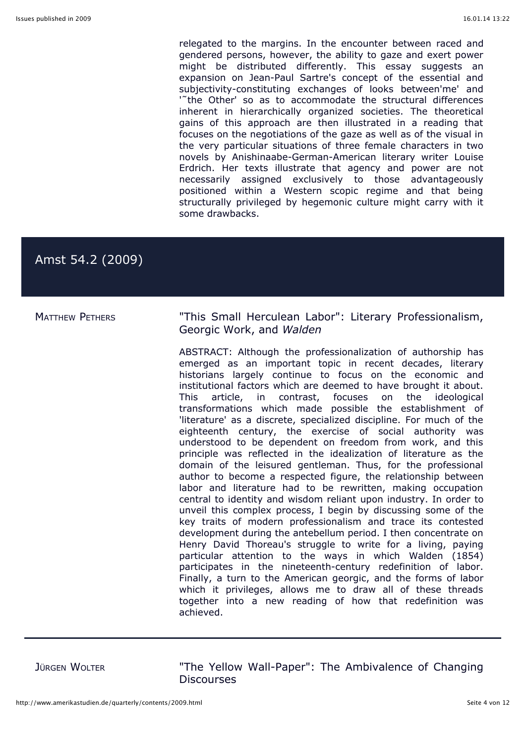relegated to the margins. In the encounter between raced and gendered persons, however, the ability to gaze and exert power might be distributed differently. This essay suggests an expansion on Jean-Paul Sartre's concept of the essential and subjectivity-constituting exchanges of looks between'me' and '˜the Other' so as to accommodate the structural differences inherent in hierarchically organized societies. The theoretical gains of this approach are then illustrated in a reading that focuses on the negotiations of the gaze as well as of the visual in the very particular situations of three female characters in two novels by Anishinaabe-German-American literary writer Louise Erdrich. Her texts illustrate that agency and power are not necessarily assigned exclusively to those advantageously positioned within a Western scopic regime and that being structurally privileged by hegemonic culture might carry with it some drawbacks.

## Amst 54.2 (2009)

MATTHEW PETHERS

### "This Small Herculean Labor": Literary Professionalism, Georgic Work, and *Walden*

ABSTRACT: Although the professionalization of authorship has emerged as an important topic in recent decades, literary historians largely continue to focus on the economic and institutional factors which are deemed to have brought it about. This article, in contrast, focuses on the ideological transformations which made possible the establishment of 'literature' as a discrete, specialized discipline. For much of the eighteenth century, the exercise of social authority was understood to be dependent on freedom from work, and this principle was reflected in the idealization of literature as the domain of the leisured gentleman. Thus, for the professional author to become a respected figure, the relationship between labor and literature had to be rewritten, making occupation central to identity and wisdom reliant upon industry. In order to unveil this complex process, I begin by discussing some of the key traits of modern professionalism and trace its contested development during the antebellum period. I then concentrate on Henry David Thoreau's struggle to write for a living, paying particular attention to the ways in which Walden (1854) participates in the nineteenth-century redefinition of labor. Finally, a turn to the American georgic, and the forms of labor which it privileges, allows me to draw all of these threads together into a new reading of how that redefinition was achieved.

---

JÜRGEN WOLTER

### "The Yellow Wall-Paper": The Ambivalence of Changing Discourses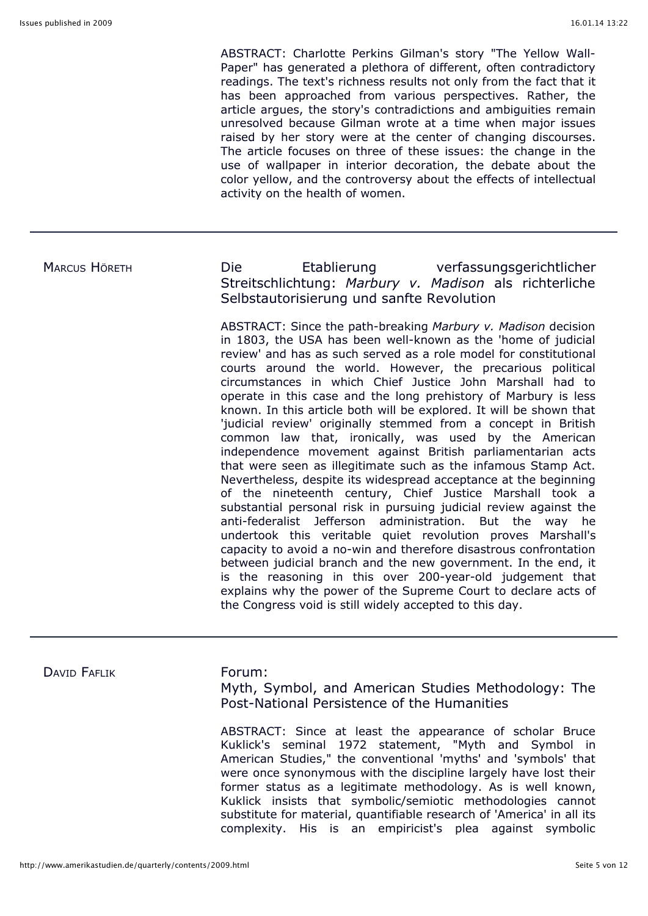ABSTRACT: Charlotte Perkins Gilman's story "The Yellow Wall-Paper" has generated a plethora of different, often contradictory readings. The text's richness results not only from the fact that it has been approached from various perspectives. Rather, the article argues, the story's contradictions and ambiguities remain unresolved because Gilman wrote at a time when major issues raised by her story were at the center of changing discourses. The article focuses on three of these issues: the change in the use of wallpaper in interior decoration, the debate about the color yellow, and the controversy about the effects of intellectual activity on the health of women.

---

Marcus Höreth

### Die Etablierung verfassungsgerichtlicher Streitschlichtung: *Marbury v. Madison* als richterliche Selbstautorisierung und sanfte Revolution

ABSTRACT: Since the path-breaking *Marbury v. Madison* decision in 1803, the USA has been well-known as the 'home of judicial review' and has as such served as a role model for constitutional courts around the world. However, the precarious political circumstances in which Chief Justice John Marshall had to operate in this case and the long prehistory of Marbury is less known. In this article both will be explored. It will be shown that 'judicial review' originally stemmed from a concept in British common law that, ironically, was used by the American independence movement against British parliamentarian acts that were seen as illegitimate such as the infamous Stamp Act. Nevertheless, despite its widespread acceptance at the beginning of the nineteenth century, Chief Justice Marshall took a substantial personal risk in pursuing judicial review against the anti-federalist Jefferson administration. But the way he undertook this veritable quiet revolution proves Marshall's capacity to avoid a no-win and therefore disastrous confrontation between judicial branch and the new government. In the end, it is the reasoning in this over 200-year-old judgement that explains why the power of the Supreme Court to declare acts of the Congress void is still widely accepted to this day.

---

David Faflik

### Forum:
### Myth, Symbol, and American Studies Methodology: The Post-National Persistence of the Humanities

ABSTRACT: Since at least the appearance of scholar Bruce Kuklick's seminal 1972 statement, "Myth and Symbol in American Studies," the conventional 'myths' and 'symbols' that were once synonymous with the discipline largely have lost their former status as a legitimate methodology. As is well known, Kuklick insists that symbolic/semiotic methodologies cannot substitute for material, quantifiable research of 'America' in all its complexity. His is an empiricist's plea against symbolic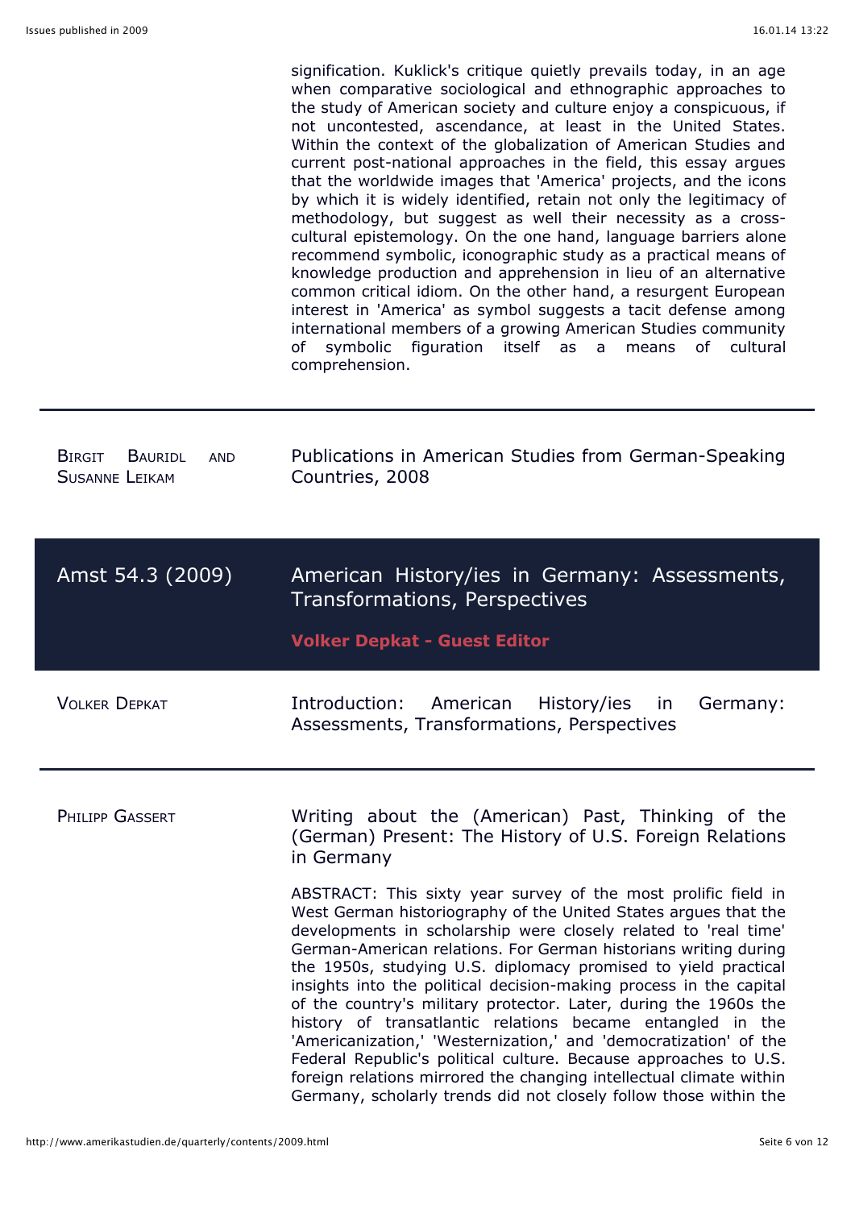signification. Kuklick's critique quietly prevails today, in an age when comparative sociological and ethnographic approaches to the study of American society and culture enjoy a conspicuous, if not uncontested, ascendance, at least in the United States. Within the context of the globalization of American Studies and current post-national approaches in the field, this essay argues that the worldwide images that 'America' projects, and the icons by which it is widely identified, retain not only the legitimacy of methodology, but suggest as well their necessity as a cross-cultural epistemology. On the one hand, language barriers alone recommend symbolic, iconographic study as a practical means of knowledge production and apprehension in lieu of an alternative common critical idiom. On the other hand, a resurgent European interest in 'America' as symbol suggests a tacit defense among international members of a growing American Studies community of symbolic figuration itself as a means of cultural comprehension.

---

BIRGIT BAURIDL AND SUSANNE LEIKAM

Publications in American Studies from German-Speaking Countries, 2008

## Amst 54.3 (2009) — American History/ies in Germany: Assessments, Transformations, Perspectives

**Volker Depkat - Guest Editor**

VOLKER DEPKAT

Introduction: American History/ies in Germany: Assessments, Transformations, Perspectives

---

PHILIPP GASSERT

Writing about the (American) Past, Thinking of the (German) Present: The History of U.S. Foreign Relations in Germany

ABSTRACT: This sixty year survey of the most prolific field in West German historiography of the United States argues that the developments in scholarship were closely related to 'real time' German-American relations. For German historians writing during the 1950s, studying U.S. diplomacy promised to yield practical insights into the political decision-making process in the capital of the country's military protector. Later, during the 1960s the history of transatlantic relations became entangled in the 'Americanization,' 'Westernization,' and 'democratization' of the Federal Republic's political culture. Because approaches to U.S. foreign relations mirrored the changing intellectual climate within Germany, scholarly trends did not closely follow those within the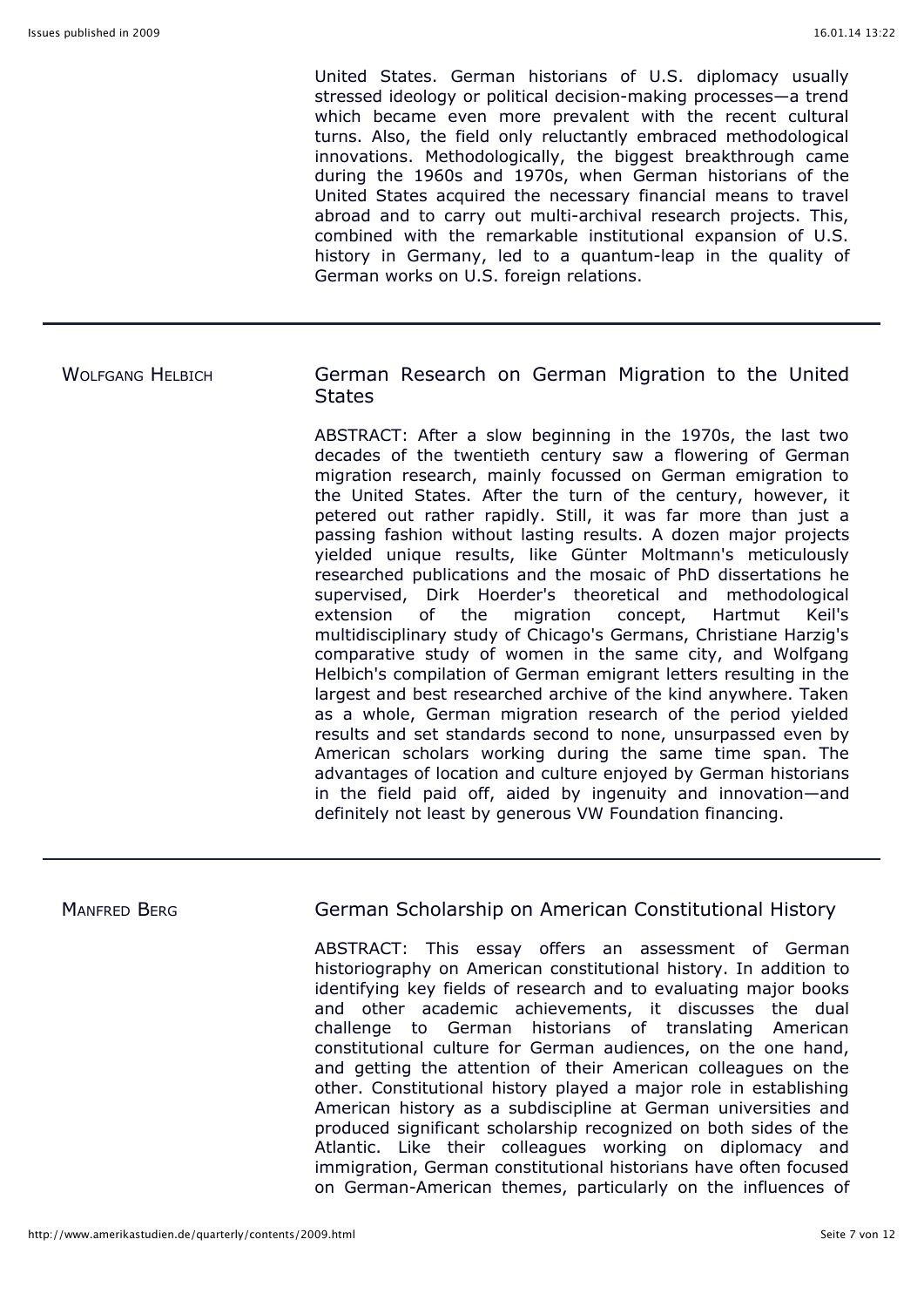United States. German historians of U.S. diplomacy usually stressed ideology or political decision-making processes—a trend which became even more prevalent with the recent cultural turns. Also, the field only reluctantly embraced methodological innovations. Methodologically, the biggest breakthrough came during the 1960s and 1970s, when German historians of the United States acquired the necessary financial means to travel abroad and to carry out multi-archival research projects. This, combined with the remarkable institutional expansion of U.S. history in Germany, led to a quantum-leap in the quality of German works on U.S. foreign relations.

---

WOLFGANG HELBICH

## German Research on German Migration to the United States

ABSTRACT: After a slow beginning in the 1970s, the last two decades of the twentieth century saw a flowering of German migration research, mainly focussed on German emigration to the United States. After the turn of the century, however, it petered out rather rapidly. Still, it was far more than just a passing fashion without lasting results. A dozen major projects yielded unique results, like Günter Moltmann's meticulously researched publications and the mosaic of PhD dissertations he supervised, Dirk Hoerder's theoretical and methodological extension of the migration concept, Hartmut Keil's multidisciplinary study of Chicago's Germans, Christiane Harzig's comparative study of women in the same city, and Wolfgang Helbich's compilation of German emigrant letters resulting in the largest and best researched archive of the kind anywhere. Taken as a whole, German migration research of the period yielded results and set standards second to none, unsurpassed even by American scholars working during the same time span. The advantages of location and culture enjoyed by German historians in the field paid off, aided by ingenuity and innovation—and definitely not least by generous VW Foundation financing.

---

MANFRED BERG

## German Scholarship on American Constitutional History

ABSTRACT: This essay offers an assessment of German historiography on American constitutional history. In addition to identifying key fields of research and to evaluating major books and other academic achievements, it discusses the dual challenge to German historians of translating American constitutional culture for German audiences, on the one hand, and getting the attention of their American colleagues on the other. Constitutional history played a major role in establishing American history as a subdiscipline at German universities and produced significant scholarship recognized on both sides of the Atlantic. Like their colleagues working on diplomacy and immigration, German constitutional historians have often focused on German-American themes, particularly on the influences of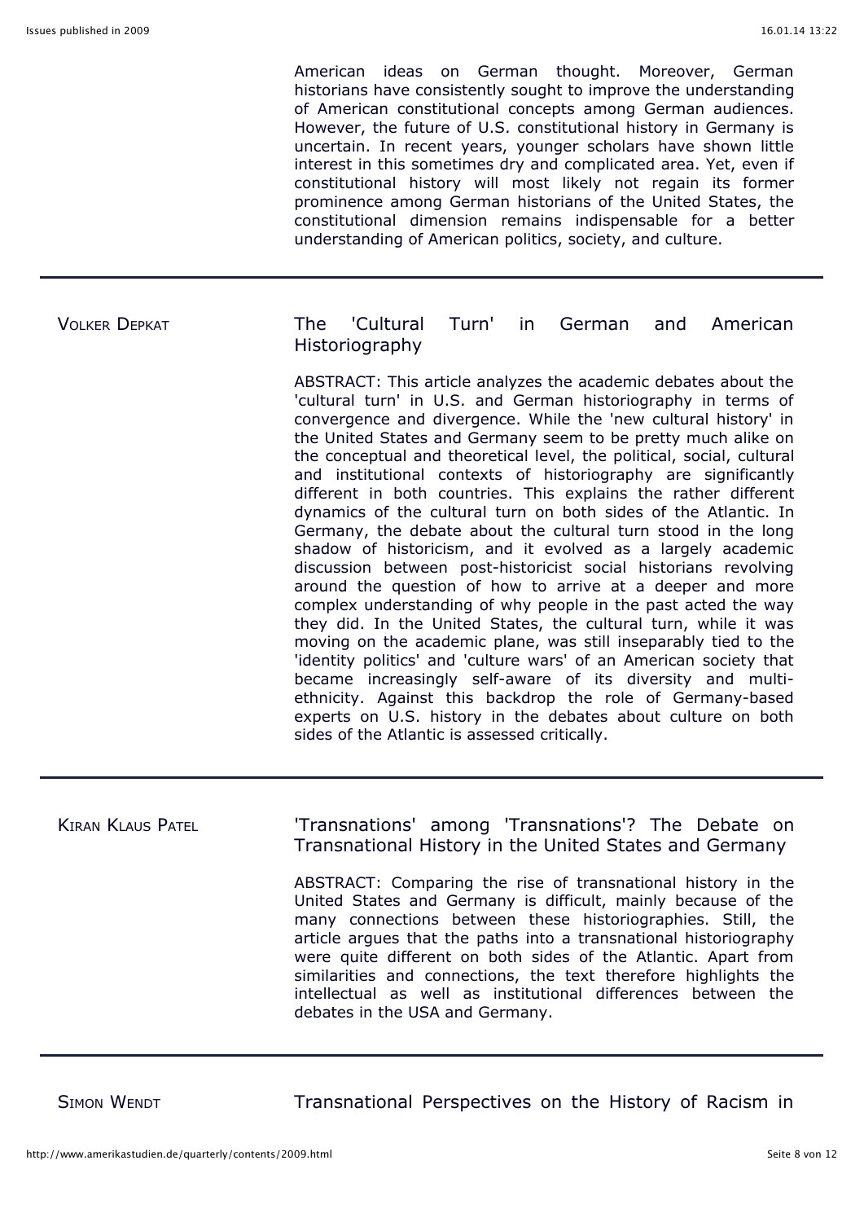American ideas on German thought. Moreover, German historians have consistently sought to improve the understanding of American constitutional concepts among German audiences. However, the future of U.S. constitutional history in Germany is uncertain. In recent years, younger scholars have shown little interest in this sometimes dry and complicated area. Yet, even if constitutional history will most likely not regain its former prominence among German historians of the United States, the constitutional dimension remains indispensable for a better understanding of American politics, society, and culture.

---

VOLKER DEPKAT

## The 'Cultural Turn' in German and American Historiography

ABSTRACT: This article analyzes the academic debates about the 'cultural turn' in U.S. and German historiography in terms of convergence and divergence. While the 'new cultural history' in the United States and Germany seem to be pretty much alike on the conceptual and theoretical level, the political, social, cultural and institutional contexts of historiography are significantly different in both countries. This explains the rather different dynamics of the cultural turn on both sides of the Atlantic. In Germany, the debate about the cultural turn stood in the long shadow of historicism, and it evolved as a largely academic discussion between post-historicist social historians revolving around the question of how to arrive at a deeper and more complex understanding of why people in the past acted the way they did. In the United States, the cultural turn, while it was moving on the academic plane, was still inseparably tied to the 'identity politics' and 'culture wars' of an American society that became increasingly self-aware of its diversity and multi-ethnicity. Against this backdrop the role of Germany-based experts on U.S. history in the debates about culture on both sides of the Atlantic is assessed critically.

---

KIRAN KLAUS PATEL

## 'Transnations' among 'Transnations'? The Debate on Transnational History in the United States and Germany

ABSTRACT: Comparing the rise of transnational history in the United States and Germany is difficult, mainly because of the many connections between these historiographies. Still, the article argues that the paths into a transnational historiography were quite different on both sides of the Atlantic. Apart from similarities and connections, the text therefore highlights the intellectual as well as institutional differences between the debates in the USA and Germany.

---

SIMON WENDT

## Transnational Perspectives on the History of Racism in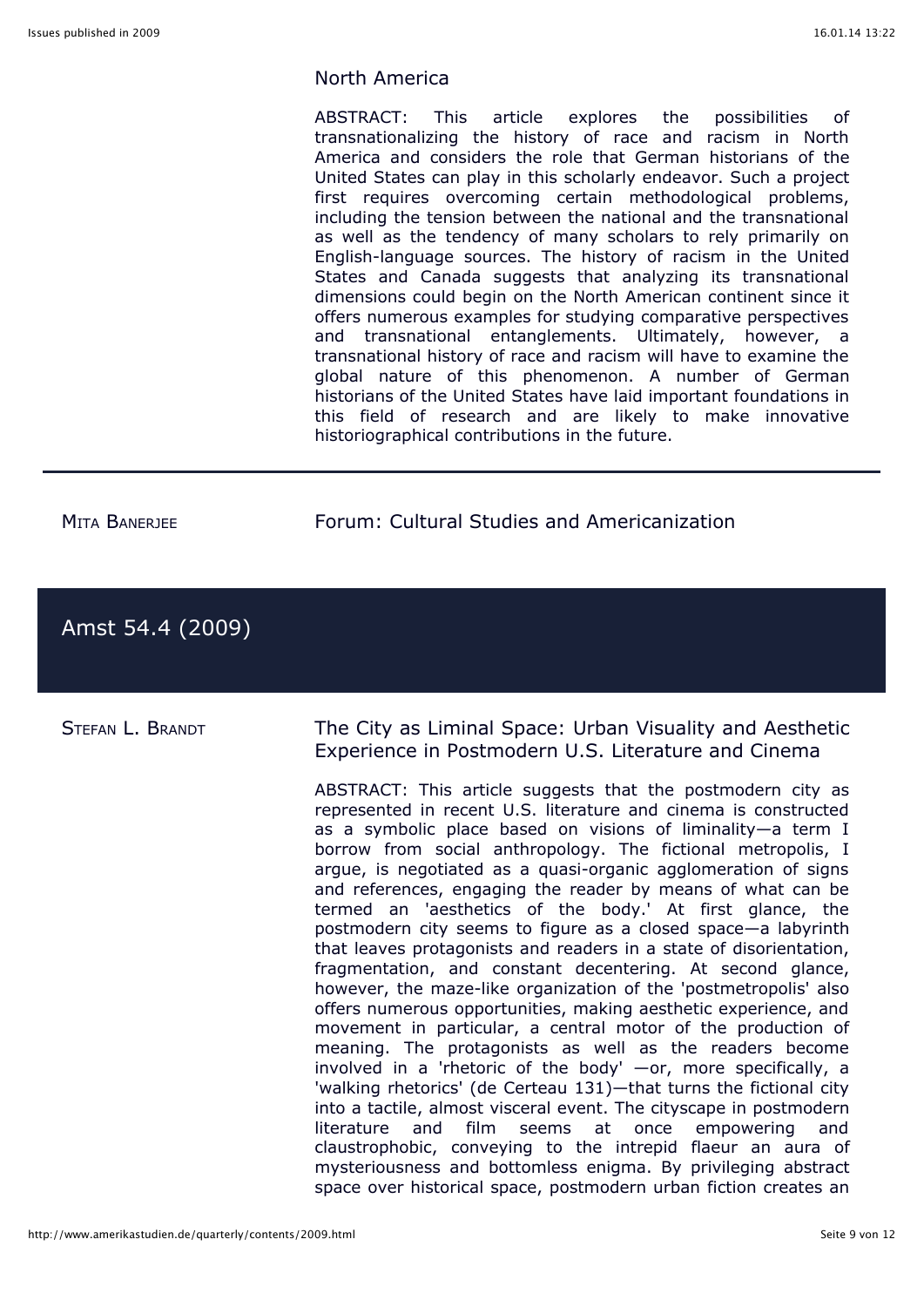North America

ABSTRACT: This article explores the possibilities of transnationalizing the history of race and racism in North America and considers the role that German historians of the United States can play in this scholarly endeavor. Such a project first requires overcoming certain methodological problems, including the tension between the national and the transnational as well as the tendency of many scholars to rely primarily on English-language sources. The history of racism in the United States and Canada suggests that analyzing its transnational dimensions could begin on the North American continent since it offers numerous examples for studying comparative perspectives and transnational entanglements. Ultimately, however, a transnational history of race and racism will have to examine the global nature of this phenomenon. A number of German historians of the United States have laid important foundations in this field of research and are likely to make innovative historiographical contributions in the future.

---

MITA BANERJEE

Forum: Cultural Studies and Americanization

## Amst 54.4 (2009)

STEFAN L. BRANDT

The City as Liminal Space: Urban Visuality and Aesthetic Experience in Postmodern U.S. Literature and Cinema

ABSTRACT: This article suggests that the postmodern city as represented in recent U.S. literature and cinema is constructed as a symbolic place based on visions of liminality—a term I borrow from social anthropology. The fictional metropolis, I argue, is negotiated as a quasi-organic agglomeration of signs and references, engaging the reader by means of what can be termed an 'aesthetics of the body.' At first glance, the postmodern city seems to figure as a closed space—a labyrinth that leaves protagonists and readers in a state of disorientation, fragmentation, and constant decentering. At second glance, however, the maze-like organization of the 'postmetropolis' also offers numerous opportunities, making aesthetic experience, and movement in particular, a central motor of the production of meaning. The protagonists as well as the readers become involved in a 'rhetoric of the body' —or, more specifically, a 'walking rhetorics' (de Certeau 131)—that turns the fictional city into a tactile, almost visceral event. The cityscape in postmodern literature and film seems at once empowering and claustrophobic, conveying to the intrepid flaeur an aura of mysteriousness and bottomless enigma. By privileging abstract space over historical space, postmodern urban fiction creates an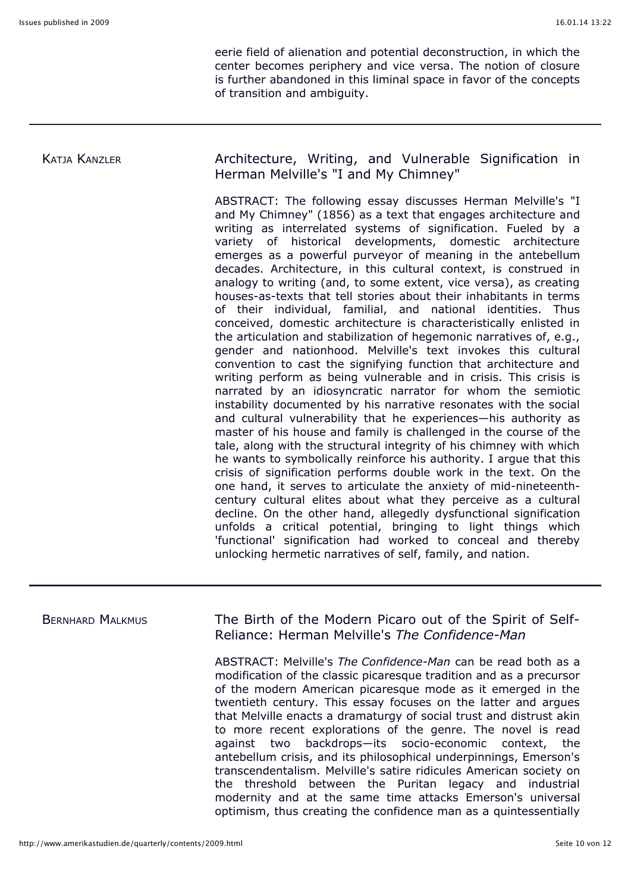eerie field of alienation and potential deconstruction, in which the center becomes periphery and vice versa. The notion of closure is further abandoned in this liminal space in favor of the concepts of transition and ambiguity.

---

KATJA KANZLER

## Architecture, Writing, and Vulnerable Signification in Herman Melville's "I and My Chimney"

ABSTRACT: The following essay discusses Herman Melville's "I and My Chimney" (1856) as a text that engages architecture and writing as interrelated systems of signification. Fueled by a variety of historical developments, domestic architecture emerges as a powerful purveyor of meaning in the antebellum decades. Architecture, in this cultural context, is construed in analogy to writing (and, to some extent, vice versa), as creating houses-as-texts that tell stories about their inhabitants in terms of their individual, familial, and national identities. Thus conceived, domestic architecture is characteristically enlisted in the articulation and stabilization of hegemonic narratives of, e.g., gender and nationhood. Melville's text invokes this cultural convention to cast the signifying function that architecture and writing perform as being vulnerable and in crisis. This crisis is narrated by an idiosyncratic narrator for whom the semiotic instability documented by his narrative resonates with the social and cultural vulnerability that he experiences—his authority as master of his house and family is challenged in the course of the tale, along with the structural integrity of his chimney with which he wants to symbolically reinforce his authority. I argue that this crisis of signification performs double work in the text. On the one hand, it serves to articulate the anxiety of mid-nineteenth-century cultural elites about what they perceive as a cultural decline. On the other hand, allegedly dysfunctional signification unfolds a critical potential, bringing to light things which 'functional' signification had worked to conceal and thereby unlocking hermetic narratives of self, family, and nation.

---

BERNHARD MALKMUS

## The Birth of the Modern Picaro out of the Spirit of Self-Reliance: Herman Melville's *The Confidence-Man*

ABSTRACT: Melville's *The Confidence-Man* can be read both as a modification of the classic picaresque tradition and as a precursor of the modern American picaresque mode as it emerged in the twentieth century. This essay focuses on the latter and argues that Melville enacts a dramaturgy of social trust and distrust akin to more recent explorations of the genre. The novel is read against two backdrops—its socio-economic context, the antebellum crisis, and its philosophical underpinnings, Emerson's transcendentalism. Melville's satire ridicules American society on the threshold between the Puritan legacy and industrial modernity and at the same time attacks Emerson's universal optimism, thus creating the confidence man as a quintessentially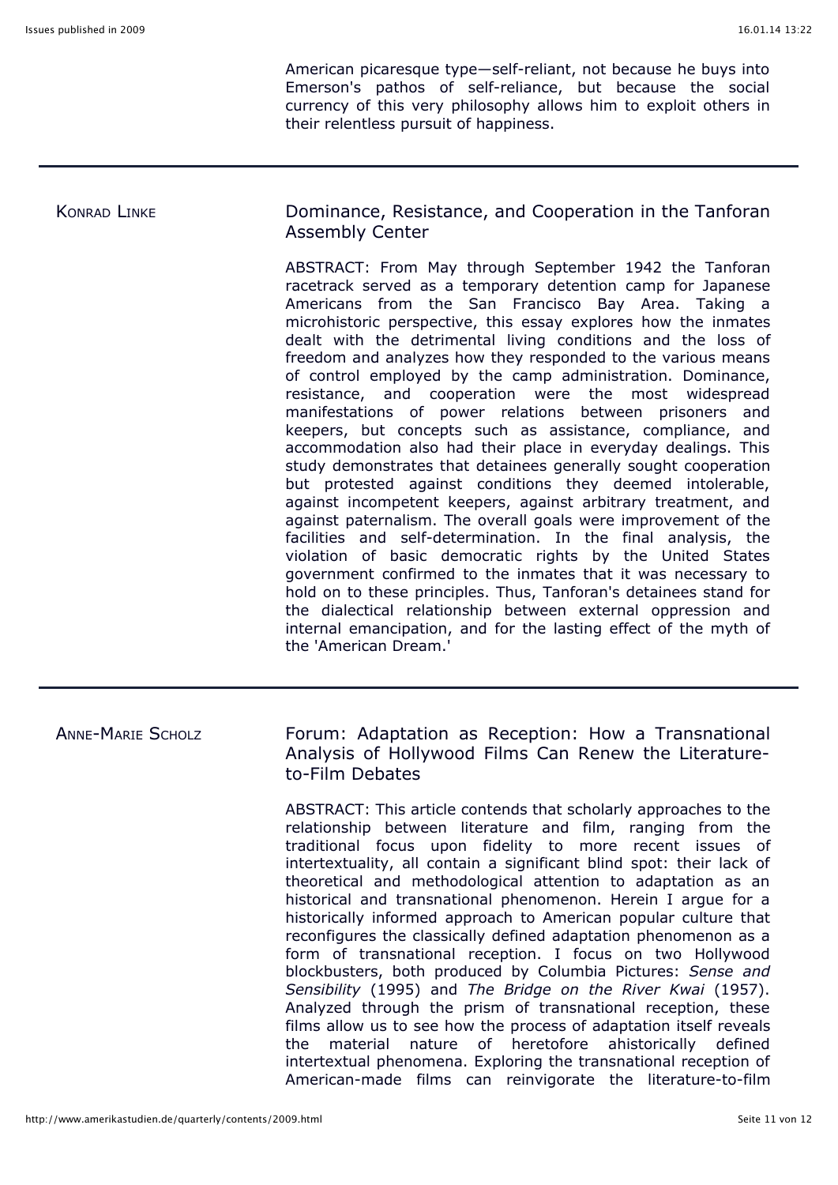American picaresque type—self-reliant, not because he buys into Emerson's pathos of self-reliance, but because the social currency of this very philosophy allows him to exploit others in their relentless pursuit of happiness.

---

KONRAD LINKE

## Dominance, Resistance, and Cooperation in the Tanforan Assembly Center

ABSTRACT: From May through September 1942 the Tanforan racetrack served as a temporary detention camp for Japanese Americans from the San Francisco Bay Area. Taking a microhistoric perspective, this essay explores how the inmates dealt with the detrimental living conditions and the loss of freedom and analyzes how they responded to the various means of control employed by the camp administration. Dominance, resistance, and cooperation were the most widespread manifestations of power relations between prisoners and keepers, but concepts such as assistance, compliance, and accommodation also had their place in everyday dealings. This study demonstrates that detainees generally sought cooperation but protested against conditions they deemed intolerable, against incompetent keepers, against arbitrary treatment, and against paternalism. The overall goals were improvement of the facilities and self-determination. In the final analysis, the violation of basic democratic rights by the United States government confirmed to the inmates that it was necessary to hold on to these principles. Thus, Tanforan's detainees stand for the dialectical relationship between external oppression and internal emancipation, and for the lasting effect of the myth of the 'American Dream.'

---

ANNE-MARIE SCHOLZ

## Forum: Adaptation as Reception: How a Transnational Analysis of Hollywood Films Can Renew the Literature-to-Film Debates

ABSTRACT: This article contends that scholarly approaches to the relationship between literature and film, ranging from the traditional focus upon fidelity to more recent issues of intertextuality, all contain a significant blind spot: their lack of theoretical and methodological attention to adaptation as an historical and transnational phenomenon. Herein I argue for a historically informed approach to American popular culture that reconfigures the classically defined adaptation phenomenon as a form of transnational reception. I focus on two Hollywood blockbusters, both produced by Columbia Pictures: *Sense and Sensibility* (1995) and *The Bridge on the River Kwai* (1957). Analyzed through the prism of transnational reception, these films allow us to see how the process of adaptation itself reveals the material nature of heretofore ahistorically defined intertextual phenomena. Exploring the transnational reception of American-made films can reinvigorate the literature-to-film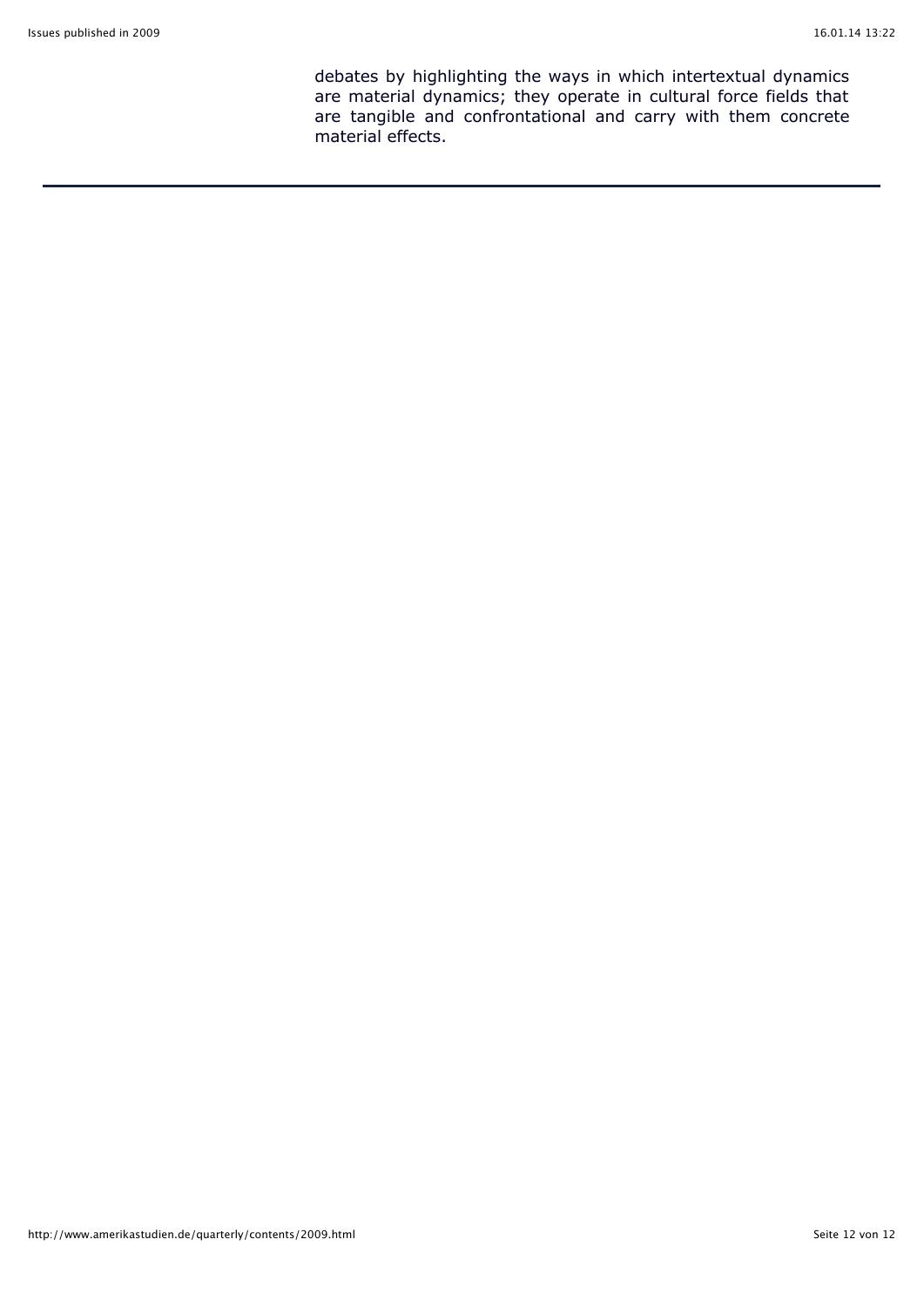debates by highlighting the ways in which intertextual dynamics are material dynamics; they operate in cultural force fields that are tangible and confrontational and carry with them concrete material effects.

---